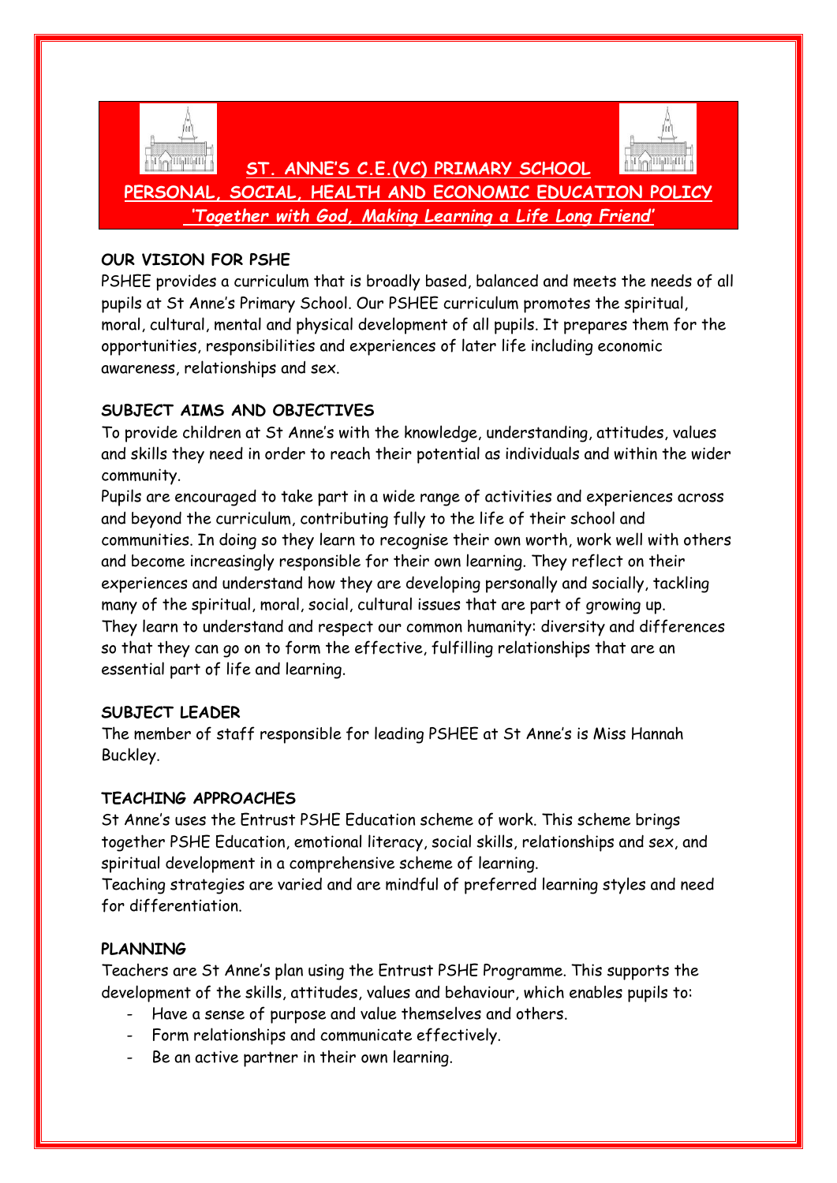# ST. ANNE'S C.E.(VC) PRIMARY SCHOOL

## PERSONAL, SOCIAL, HEALTH AND ECONOMIC EDUCATION POLICY

***'Together with God, Making Learning a Life Long Friend'***

**OUR VISION FOR PSHE**

PSHEE provides a curriculum that is broadly based, balanced and meets the needs of all pupils at St Anne's Primary School. Our PSHEE curriculum promotes the spiritual, moral, cultural, mental and physical development of all pupils. It prepares them for the opportunities, responsibilities and experiences of later life including economic awareness, relationships and sex.

**SUBJECT AIMS AND OBJECTIVES**

To provide children at St Anne's with the knowledge, understanding, attitudes, values and skills they need in order to reach their potential as individuals and within the wider community.

Pupils are encouraged to take part in a wide range of activities and experiences across and beyond the curriculum, contributing fully to the life of their school and communities. In doing so they learn to recognise their own worth, work well with others and become increasingly responsible for their own learning. They reflect on their experiences and understand how they are developing personally and socially, tackling many of the spiritual, moral, social, cultural issues that are part of growing up.

They learn to understand and respect our common humanity: diversity and differences so that they can go on to form the effective, fulfilling relationships that are an essential part of life and learning.

**SUBJECT LEADER**

The member of staff responsible for leading PSHEE at St Anne's is Miss Hannah Buckley.

**TEACHING APPROACHES**

St Anne's uses the Entrust PSHE Education scheme of work. This scheme brings together PSHE Education, emotional literacy, social skills, relationships and sex, and spiritual development in a comprehensive scheme of learning.

Teaching strategies are varied and are mindful of preferred learning styles and need for differentiation.

**PLANNING**

Teachers are St Anne's plan using the Entrust PSHE Programme. This supports the development of the skills, attitudes, values and behaviour, which enables pupils to:

- Have a sense of purpose and value themselves and others.
- Form relationships and communicate effectively.
- Be an active partner in their own learning.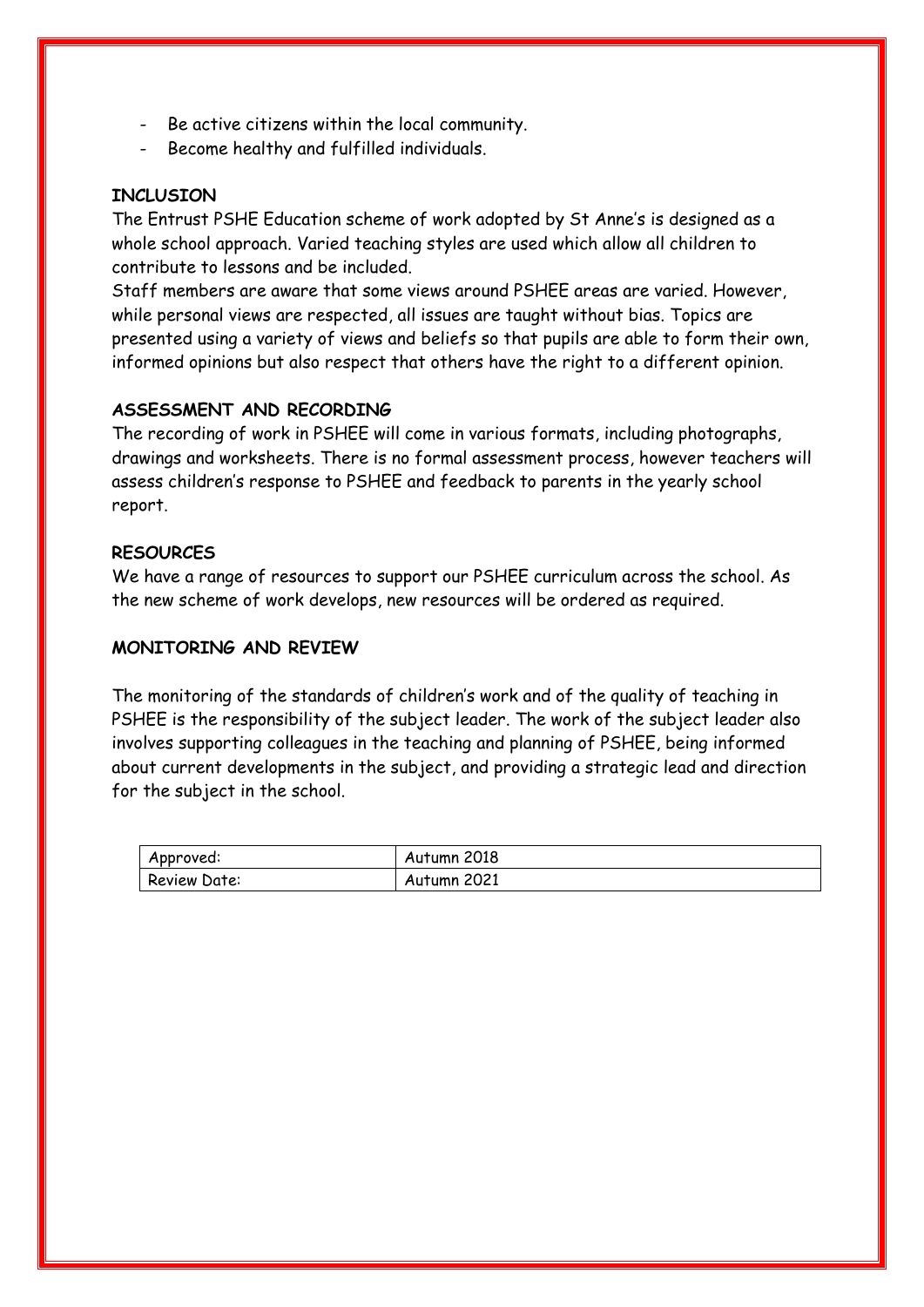- Be active citizens within the local community.
- Become healthy and fulfilled individuals.

**INCLUSION**

The Entrust PSHE Education scheme of work adopted by St Anne's is designed as a whole school approach. Varied teaching styles are used which allow all children to contribute to lessons and be included.

Staff members are aware that some views around PSHEE areas are varied. However, while personal views are respected, all issues are taught without bias. Topics are presented using a variety of views and beliefs so that pupils are able to form their own, informed opinions but also respect that others have the right to a different opinion.

**ASSESSMENT AND RECORDING**

The recording of work in PSHEE will come in various formats, including photographs, drawings and worksheets. There is no formal assessment process, however teachers will assess children's response to PSHEE and feedback to parents in the yearly school report.

**RESOURCES**

We have a range of resources to support our PSHEE curriculum across the school. As the new scheme of work develops, new resources will be ordered as required.

**MONITORING AND REVIEW**

The monitoring of the standards of children's work and of the quality of teaching in PSHEE is the responsibility of the subject leader. The work of the subject leader also involves supporting colleagues in the teaching and planning of PSHEE, being informed about current developments in the subject, and providing a strategic lead and direction for the subject in the school.

| | |
|---|---|
| Approved: | Autumn 2018 |
| Review Date: | Autumn 2021 |